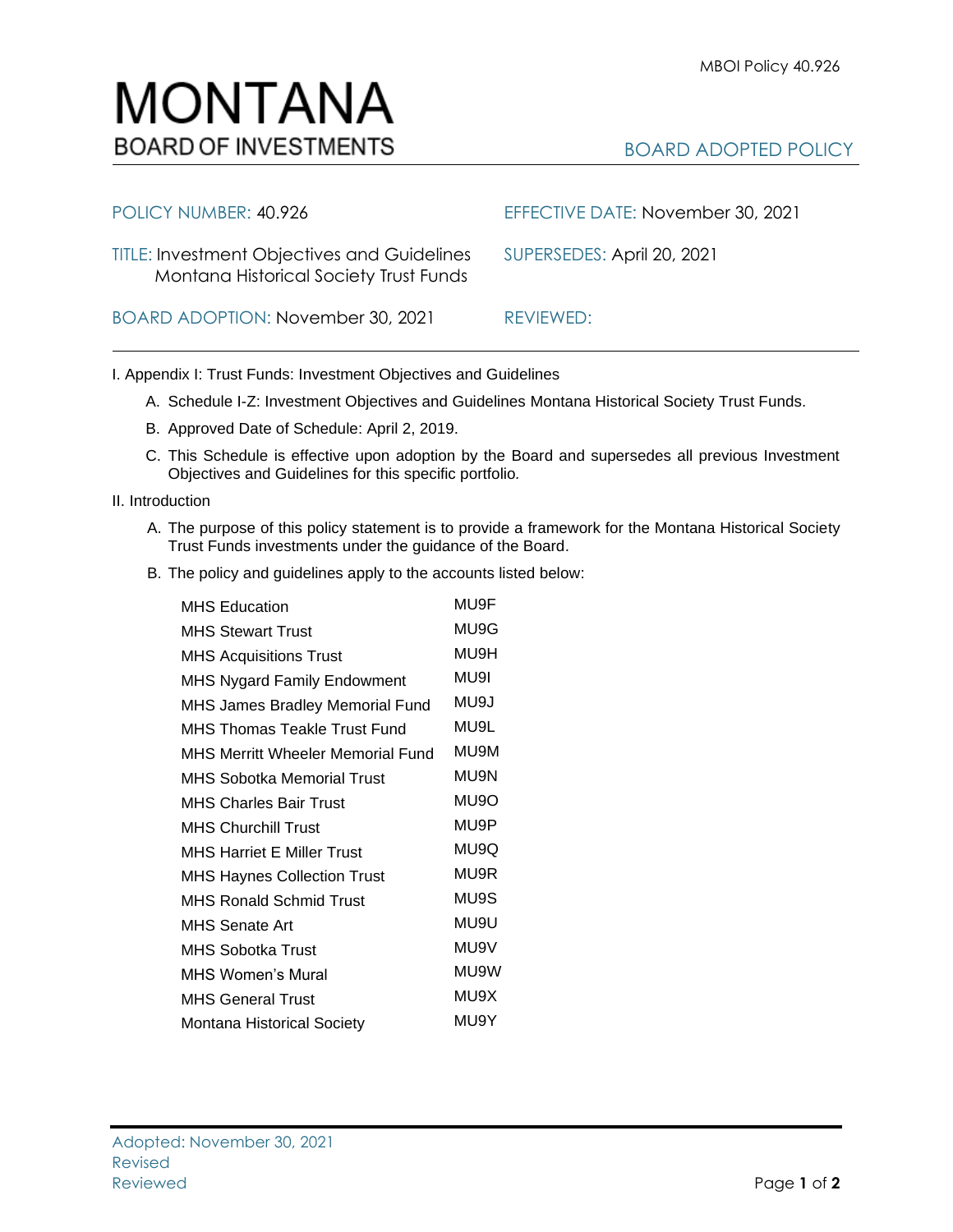MBOI Policy 40.926

# MONTANA
## BOARD OF INVESTMENTS

BOARD ADOPTED POLICY

POLICY NUMBER: 40.926

EFFECTIVE DATE: November 30, 2021

TITLE: Investment Objectives and Guidelines Montana Historical Society Trust Funds

SUPERSEDES: April 20, 2021

BOARD ADOPTION: November 30, 2021

REVIEWED:

---

I. Appendix I: Trust Funds: Investment Objectives and Guidelines

A. Schedule I-Z: Investment Objectives and Guidelines Montana Historical Society Trust Funds.

B. Approved Date of Schedule: April 2, 2019.

C. This Schedule is effective upon adoption by the Board and supersedes all previous Investment Objectives and Guidelines for this specific portfolio.

II. Introduction

A. The purpose of this policy statement is to provide a framework for the Montana Historical Society Trust Funds investments under the guidance of the Board.

B. The policy and guidelines apply to the accounts listed below:

| | |
|---|---|
| MHS Education | MU9F |
| MHS Stewart Trust | MU9G |
| MHS Acquisitions Trust | MU9H |
| MHS Nygard Family Endowment | MU9I |
| MHS James Bradley Memorial Fund | MU9J |
| MHS Thomas Teakle Trust Fund | MU9L |
| MHS Merritt Wheeler Memorial Fund | MU9M |
| MHS Sobotka Memorial Trust | MU9N |
| MHS Charles Bair Trust | MU9O |
| MHS Churchill Trust | MU9P |
| MHS Harriet E Miller Trust | MU9Q |
| MHS Haynes Collection Trust | MU9R |
| MHS Ronald Schmid Trust | MU9S |
| MHS Senate Art | MU9U |
| MHS Sobotka Trust | MU9V |
| MHS Women's Mural | MU9W |
| MHS General Trust | MU9X |
| Montana Historical Society | MU9Y |

Adopted: November 30, 2021
Revised
Reviewed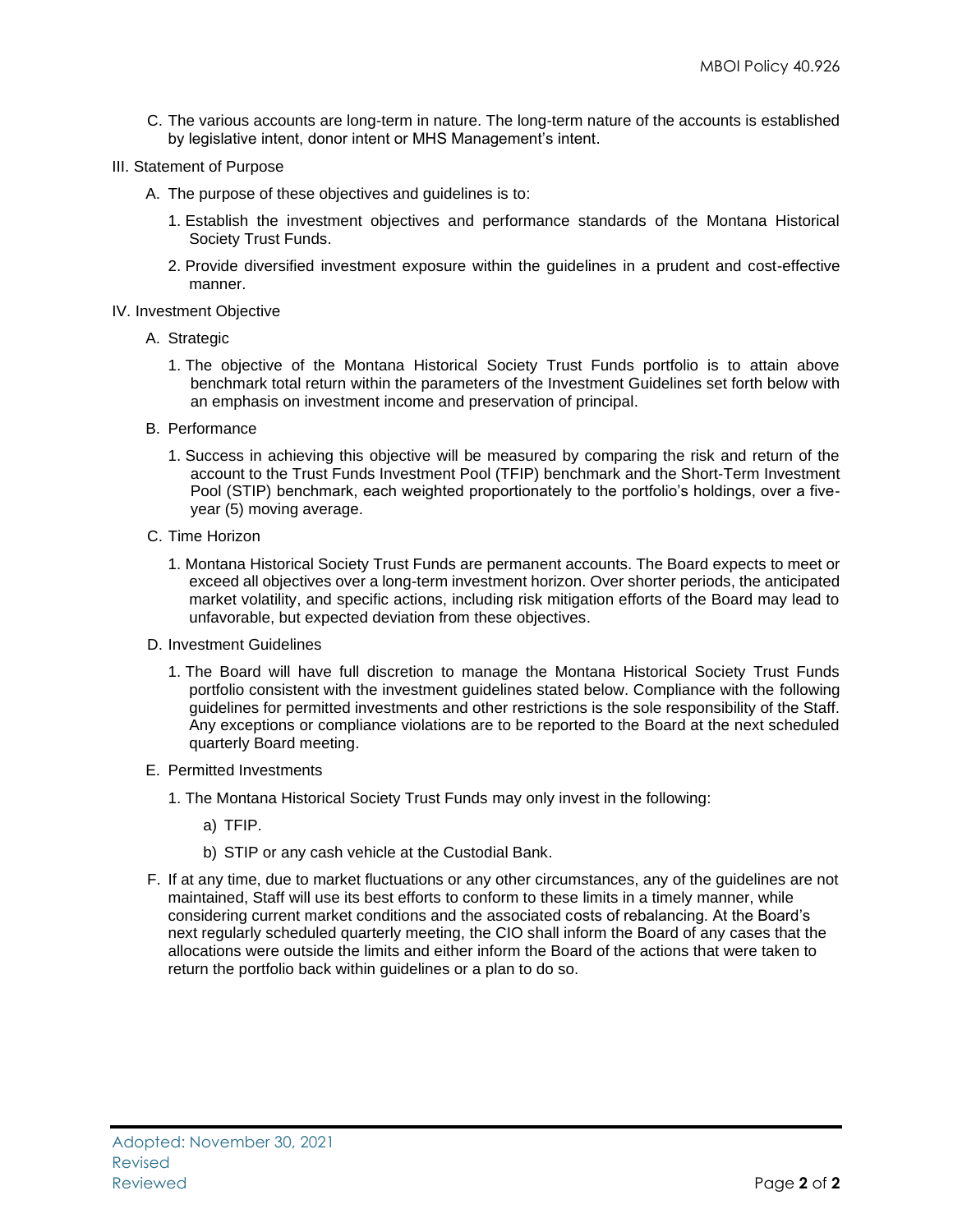C. The various accounts are long-term in nature. The long-term nature of the accounts is established by legislative intent, donor intent or MHS Management's intent.

III. Statement of Purpose

A. The purpose of these objectives and guidelines is to:

1. Establish the investment objectives and performance standards of the Montana Historical Society Trust Funds.

2. Provide diversified investment exposure within the guidelines in a prudent and cost-effective manner.

IV. Investment Objective

A. Strategic

1. The objective of the Montana Historical Society Trust Funds portfolio is to attain above benchmark total return within the parameters of the Investment Guidelines set forth below with an emphasis on investment income and preservation of principal.

B. Performance

1. Success in achieving this objective will be measured by comparing the risk and return of the account to the Trust Funds Investment Pool (TFIP) benchmark and the Short-Term Investment Pool (STIP) benchmark, each weighted proportionately to the portfolio's holdings, over a five-year (5) moving average.

C. Time Horizon

1. Montana Historical Society Trust Funds are permanent accounts. The Board expects to meet or exceed all objectives over a long-term investment horizon. Over shorter periods, the anticipated market volatility, and specific actions, including risk mitigation efforts of the Board may lead to unfavorable, but expected deviation from these objectives.

D. Investment Guidelines

1. The Board will have full discretion to manage the Montana Historical Society Trust Funds portfolio consistent with the investment guidelines stated below. Compliance with the following guidelines for permitted investments and other restrictions is the sole responsibility of the Staff. Any exceptions or compliance violations are to be reported to the Board at the next scheduled quarterly Board meeting.

E. Permitted Investments

1. The Montana Historical Society Trust Funds may only invest in the following:

a) TFIP.

b) STIP or any cash vehicle at the Custodial Bank.

F. If at any time, due to market fluctuations or any other circumstances, any of the guidelines are not maintained, Staff will use its best efforts to conform to these limits in a timely manner, while considering current market conditions and the associated costs of rebalancing. At the Board's next regularly scheduled quarterly meeting, the CIO shall inform the Board of any cases that the allocations were outside the limits and either inform the Board of the actions that were taken to return the portfolio back within guidelines or a plan to do so.

Adopted: November 30, 2021
Revised
Reviewed